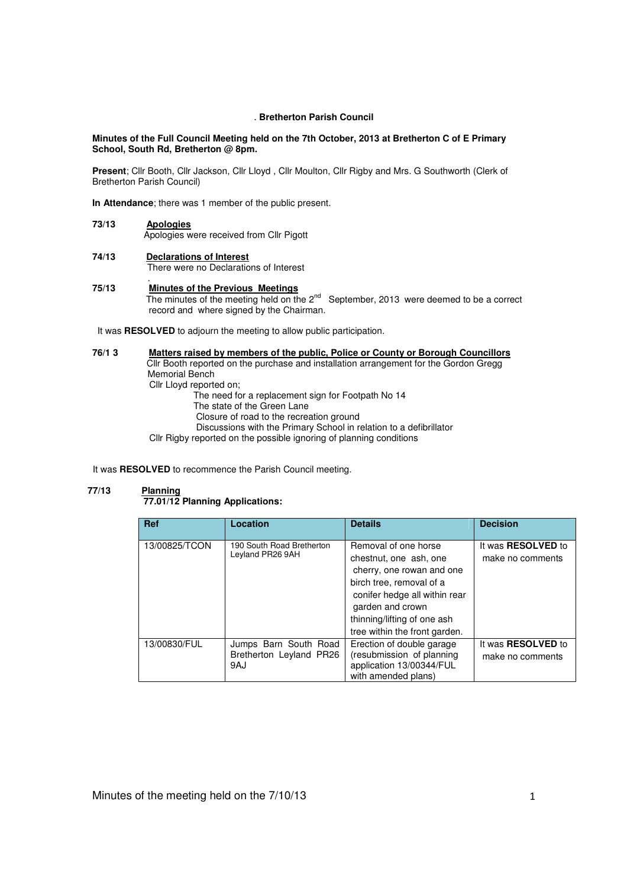. **Bretherton Parish Council**

**Minutes of the Full Council Meeting held on the 7th October, 2013 at Bretherton C of E Primary School, South Rd, Bretherton @ 8pm.**

**Present**; Cllr Booth, Cllr Jackson, Cllr Lloyd , Cllr Moulton, Cllr Rigby and Mrs. G Southworth (Clerk of Bretherton Parish Council)

**In Attendance**; there was 1 member of the public present.

**73/13 Apologies**

Apologies were received from Cllr Pigott

**74/13 Declarations of Interest**

There were no Declarations of Interest

**75/13 Minutes of the Previous Meetings**

The minutes of the meeting held on the 2nd September, 2013 were deemed to be a correct record and where signed by the Chairman.

It was **RESOLVED** to adjourn the meeting to allow public participation.

**76/1 3 Matters raised by members of the public, Police or County or Borough Councillors**

Cllr Booth reported on the purchase and installation arrangement for the Gordon Gregg Memorial Bench

Cllr Lloyd reported on;

- The need for a replacement sign for Footpath No 14
- The state of the Green Lane
- Closure of road to the recreation ground
- Discussions with the Primary School in relation to a defibrillator

Cllr Rigby reported on the possible ignoring of planning conditions

It was **RESOLVED** to recommence the Parish Council meeting.

**77/13 Planning**

**77.01/12 Planning Applications:**

| Ref | Location | Details | Decision |
|---|---|---|---|
| 13/00825/TCON | 190 South Road Bretherton Leyland PR26 9AH | Removal of one horse chestnut, one ash, one cherry, one rowan and one birch tree, removal of a conifer hedge all within rear garden and crown thinning/lifting of one ash tree within the front garden. | It was **RESOLVED** to make no comments |
| 13/00830/FUL | Jumps Barn South Road Bretherton Leyland PR26 9AJ | Erection of double garage (resubmission of planning application 13/00344/FUL with amended plans) | It was **RESOLVED** to make no comments |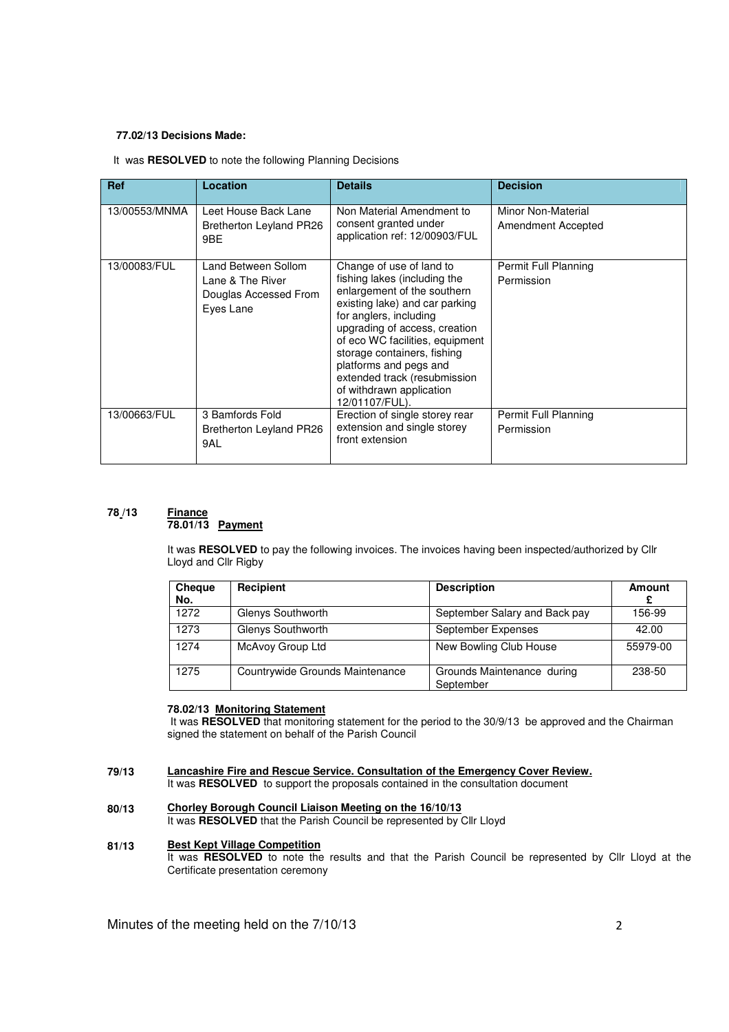**77.02/13 Decisions Made:**

It was **RESOLVED** to note the following Planning Decisions

| Ref | Location | Details | Decision |
|---|---|---|---|
| 13/00553/MNMA | Leet House Back Lane Bretherton Leyland PR26 9BE | Non Material Amendment to consent granted under application ref: 12/00903/FUL | Minor Non-Material Amendment Accepted |
| 13/00083/FUL | Land Between Sollom Lane & The River Douglas Accessed From Eyes Lane | Change of use of land to fishing lakes (including the enlargement of the southern existing lake) and car parking for anglers, including upgrading of access, creation of eco WC facilities, equipment storage containers, fishing platforms and pegs and extended track (resubmission of withdrawn application 12/01107/FUL). | Permit Full Planning Permission |
| 13/00663/FUL | 3 Bamfords Fold Bretherton Leyland PR26 9AL | Erection of single storey rear extension and single storey front extension | Permit Full Planning Permission |

## 78 /13 Finance

### 78.01/13 Payment

It was **RESOLVED** to pay the following invoices. The invoices having been inspected/authorized by Cllr Lloyd and Cllr Rigby

| Cheque No. | Recipient | Description | Amount £ |
|---|---|---|---|
| 1272 | Glenys Southworth | September Salary and Back pay | 156-99 |
| 1273 | Glenys Southworth | September Expenses | 42.00 |
| 1274 | McAvoy Group Ltd | New Bowling Club House | 55979-00 |
| 1275 | Countrywide Grounds Maintenance | Grounds Maintenance during September | 238-50 |

### 78.02/13 Monitoring Statement

It was **RESOLVED** that monitoring statement for the period to the 30/9/13 be approved and the Chairman signed the statement on behalf of the Parish Council

## 79/13 Lancashire Fire and Rescue Service. Consultation of the Emergency Cover Review.

It was **RESOLVED** to support the proposals contained in the consultation document

## 80/13 Chorley Borough Council Liaison Meeting on the 16/10/13

It was **RESOLVED** that the Parish Council be represented by Cllr Lloyd

## 81/13 Best Kept Village Competition

It was **RESOLVED** to note the results and that the Parish Council be represented by Cllr Lloyd at the Certificate presentation ceremony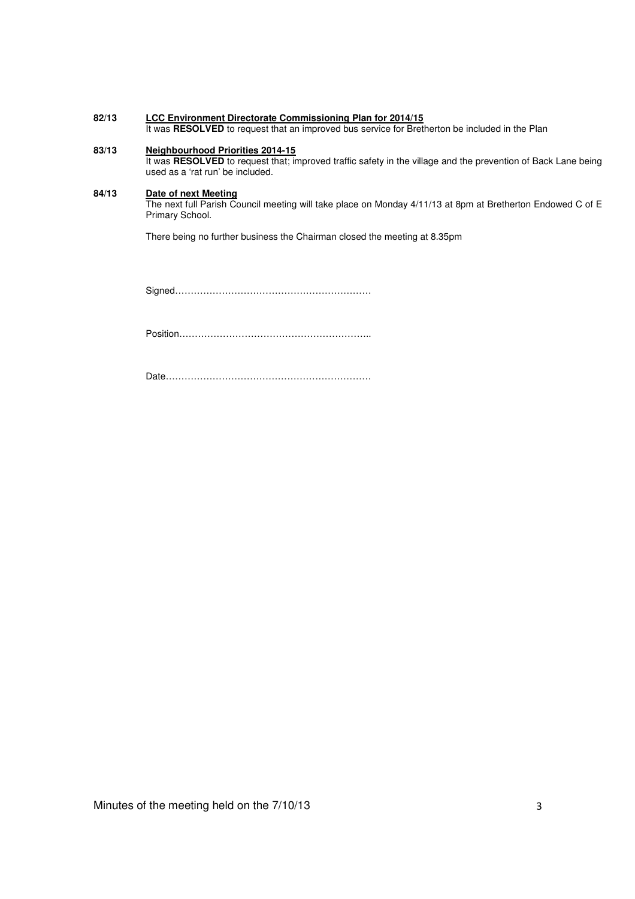**82/13 LCC Environment Directorate Commissioning Plan for 2014/15**

It was **RESOLVED** to request that an improved bus service for Bretherton be included in the Plan

**83/13 Neighbourhood Priorities 2014-15**

It was **RESOLVED** to request that; improved traffic safety in the village and the prevention of Back Lane being used as a 'rat run' be included.

**84/13 Date of next Meeting**

The next full Parish Council meeting will take place on Monday 4/11/13 at 8pm at Bretherton Endowed C of E Primary School.

There being no further business the Chairman closed the meeting at 8.35pm

Signed……………………………………………………

Position……………………………………………………..

Date…………………………………………………………